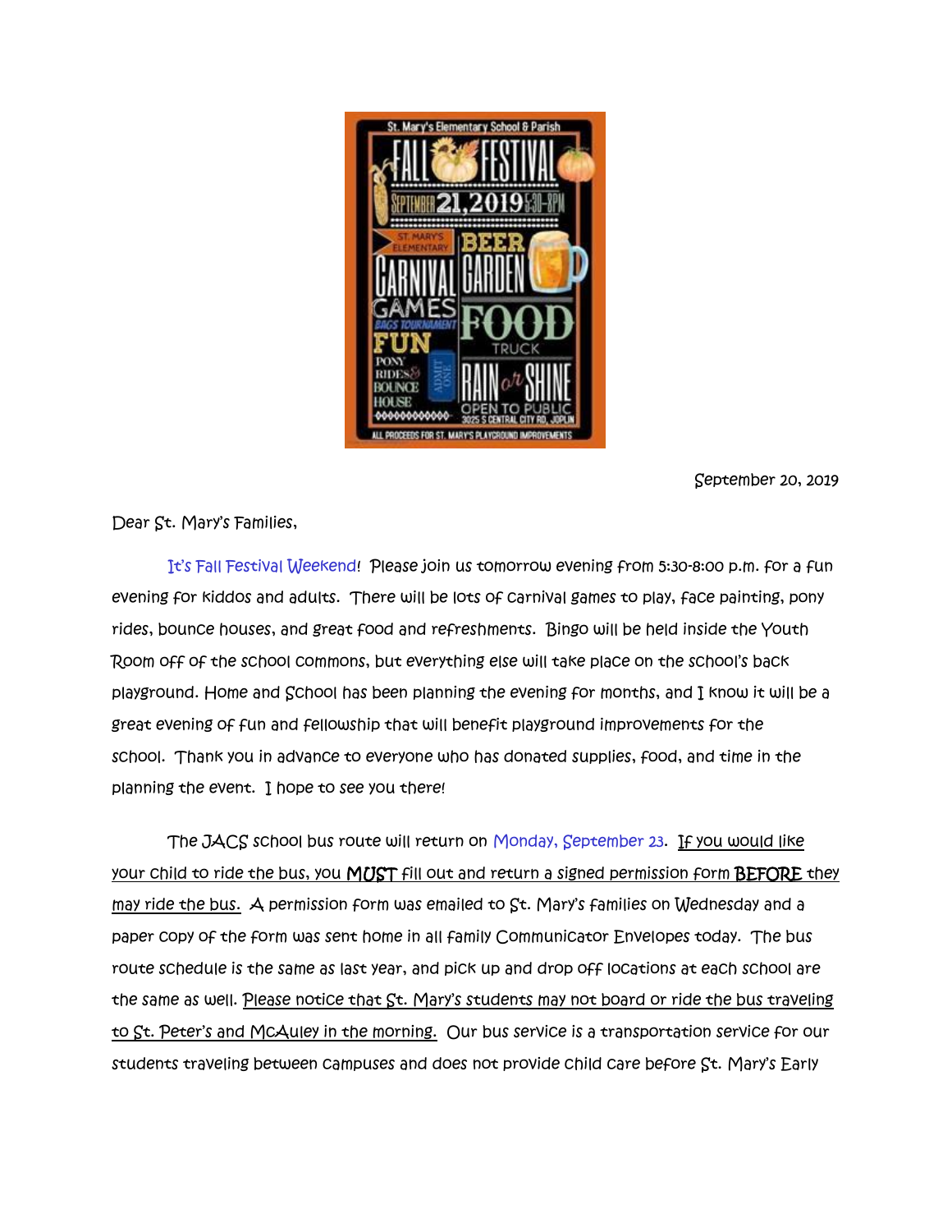September 20, 2019

Dear St. Mary's Families,

It's Fall Festival Weekend! Please join us tomorrow evening from 5:30-8:00 p.m. for a fun evening for kiddos and adults. There will be lots of carnival games to play, face painting, pony rides, bounce houses, and great food and refreshments. Bingo will be held inside the Youth Room off of the school commons, but everything else will take place on the school's back playground. Home and School has been planning the evening for months, and I know it will be a great evening of fun and fellowship that will benefit playground improvements for the school. Thank you in advance to everyone who has donated supplies, food, and time in the planning the event. I hope to see you there!

The JACS school bus route will return on Monday, September 23. <u>If you would like your child to ride the bus, you **MUST** fill out and return a signed permission form **BEFORE** they may ride the bus.</u> A permission form was emailed to St. Mary's families on Wednesday and a paper copy of the form was sent home in all family Communicator Envelopes today. The bus route schedule is the same as last year, and pick up and drop off locations at each school are the same as well. <u>Please notice that St. Mary's students may not board or ride the bus traveling to St. Peter's and McAuley in the morning.</u> Our bus service is a transportation service for our students traveling between campuses and does not provide child care before St. Mary's Early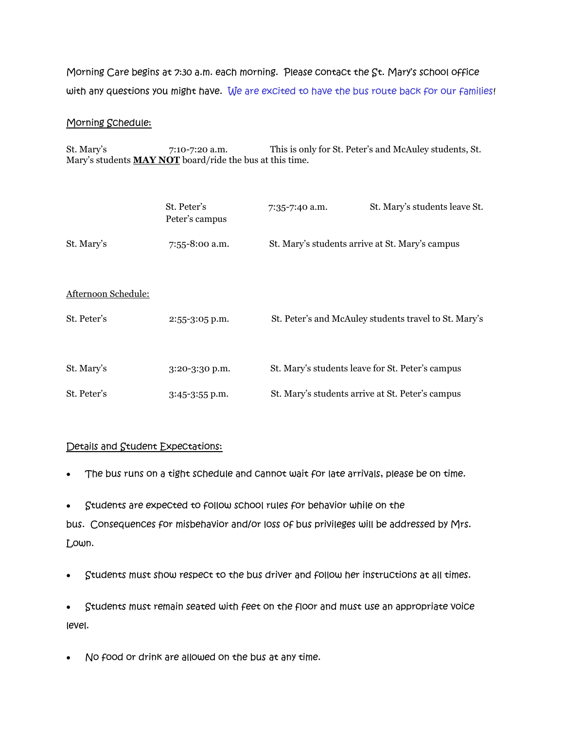Morning Care begins at 7:30 a.m. each morning. Please contact the St. Mary's school office with any questions you might have. We are excited to have the bus route back for our families!

Morning Schedule:

St. Mary's 7:10-7:20 a.m. This is only for St. Peter's and McAuley students, St. Mary's students **MAY NOT** board/ride the bus at this time.

| | | | |
|---|---|---|---|
| | St. Peter's | 7:35-7:40 a.m. | St. Mary's students leave St. Peter's campus |
| St. Mary's | 7:55-8:00 a.m. | St. Mary's students arrive at St. Mary's campus | |

Afternoon Schedule:

| | | |
|---|---|---|
| St. Peter's | 2:55-3:05 p.m. | St. Peter's and McAuley students travel to St. Mary's |
| St. Mary's | 3:20-3:30 p.m. | St. Mary's students leave for St. Peter's campus |
| St. Peter's | 3:45-3:55 p.m. | St. Mary's students arrive at St. Peter's campus |

Details and Student Expectations:

- The bus runs on a tight schedule and cannot wait for late arrivals, please be on time.
- Students are expected to follow school rules for behavior while on the bus. Consequences for misbehavior and/or loss of bus privileges will be addressed by Mrs. Lown.
- Students must show respect to the bus driver and follow her instructions at all times.
- Students must remain seated with feet on the floor and must use an appropriate voice level.
- No food or drink are allowed on the bus at any time.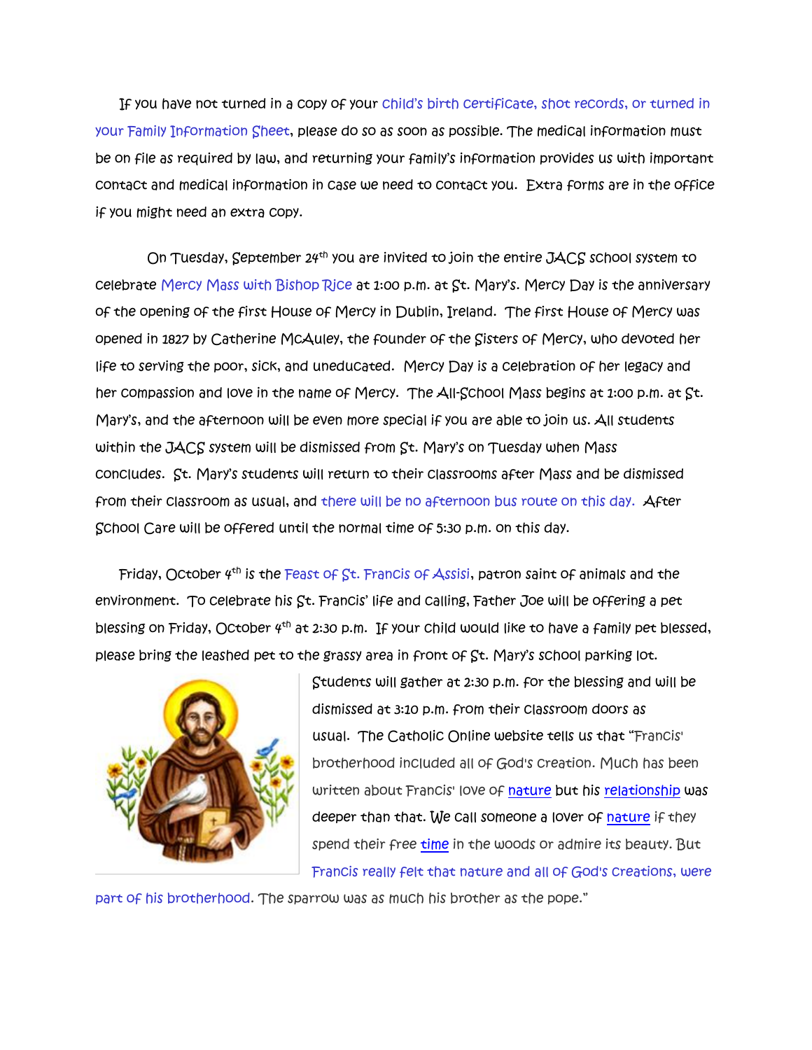If you have not turned in a copy of your child's birth certificate, shot records, or turned in your Family Information Sheet, please do so as soon as possible. The medical information must be on file as required by law, and returning your family's information provides us with important contact and medical information in case we need to contact you. Extra forms are in the office if you might need an extra copy.

On Tuesday, September 24th you are invited to join the entire JACS school system to celebrate Mercy Mass with Bishop Rice at 1:00 p.m. at St. Mary's. Mercy Day is the anniversary of the opening of the first House of Mercy in Dublin, Ireland. The first House of Mercy was opened in 1827 by Catherine McAuley, the founder of the Sisters of Mercy, who devoted her life to serving the poor, sick, and uneducated. Mercy Day is a celebration of her legacy and her compassion and love in the name of Mercy. The All-School Mass begins at 1:00 p.m. at St. Mary's, and the afternoon will be even more special if you are able to join us. All students within the JACS system will be dismissed from St. Mary's on Tuesday when Mass concludes. St. Mary's students will return to their classrooms after Mass and be dismissed from their classroom as usual, and there will be no afternoon bus route on this day. After School Care will be offered until the normal time of 5:30 p.m. on this day.

Friday, October 4th is the Feast of St. Francis of Assisi, patron saint of animals and the environment. To celebrate his St. Francis' life and calling, Father Joe will be offering a pet blessing on Friday, October 4th at 2:30 p.m. If your child would like to have a family pet blessed, please bring the leashed pet to the grassy area in front of St. Mary's school parking lot. Students will gather at 2:30 p.m. for the blessing and will be dismissed at 3:10 p.m. from their classroom doors as usual. The Catholic Online website tells us that "Francis' brotherhood included all of God's creation. Much has been written about Francis' love of nature but his relationship was deeper than that. We call someone a lover of nature if they spend their free time in the woods or admire its beauty. But Francis really felt that nature and all of God's creations, were part of his brotherhood. The sparrow was as much his brother as the pope."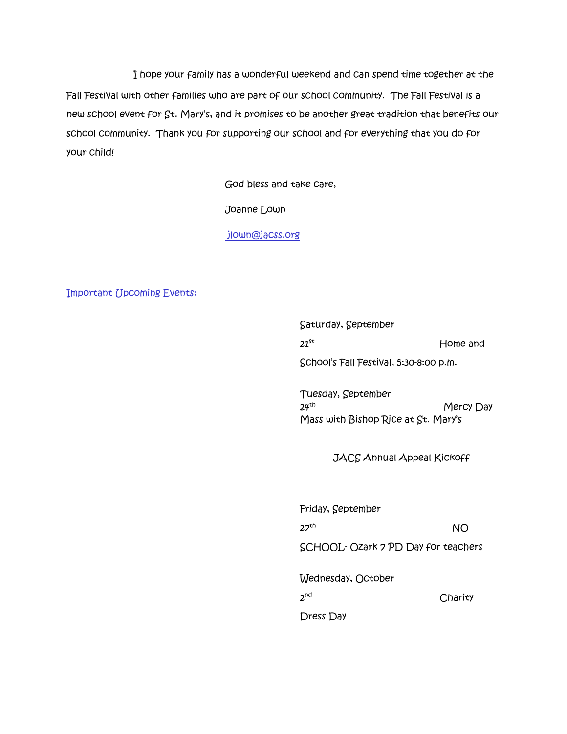I hope your family has a wonderful weekend and can spend time together at the Fall Festival with other families who are part of our school community. The Fall Festival is a new school event for St. Mary's, and it promises to be another great tradition that benefits our school community. Thank you for supporting our school and for everything that you do for your child!

God bless and take care,

Joanne Lown

jlown@jacss.org

## Important Upcoming Events:

Saturday, September 21st — Home and School's Fall Festival, 5:30-8:00 p.m.

Tuesday, September 24th — Mercy Day Mass with Bishop Rice at St. Mary's

JACS Annual Appeal Kickoff

Friday, September 27th — NO SCHOOL- Ozark 7 PD Day for teachers

Wednesday, October 2nd — Charity Dress Day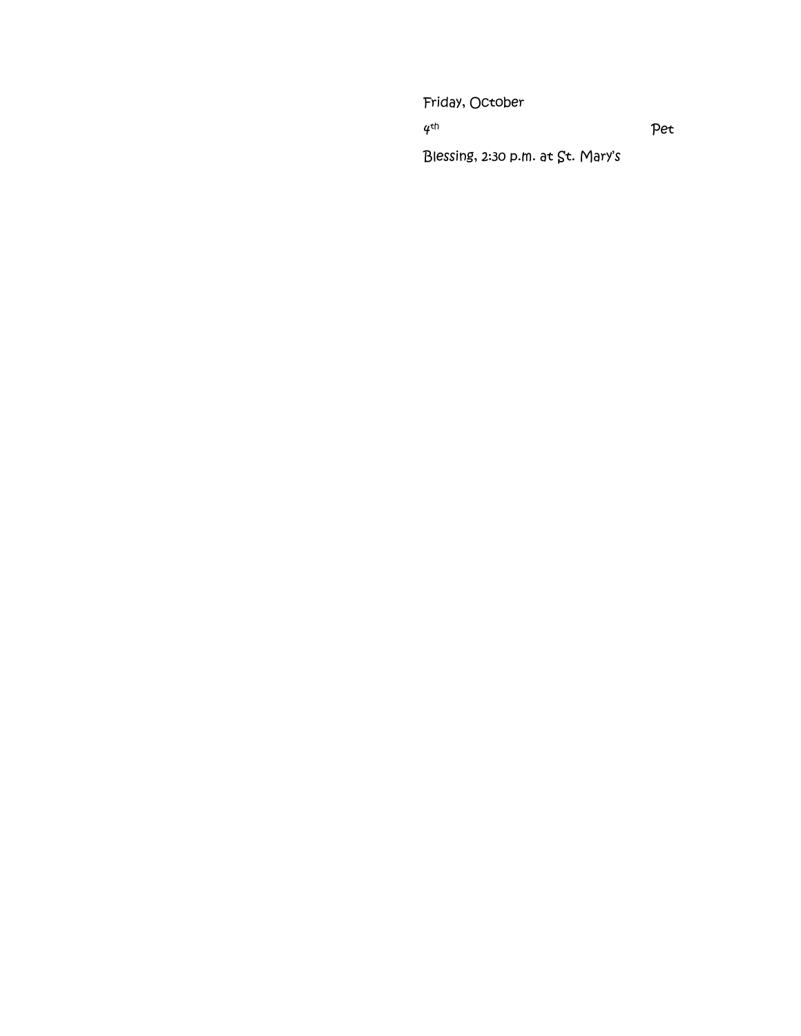Friday, October 4th Pet Blessing, 2:30 p.m. at St. Mary's